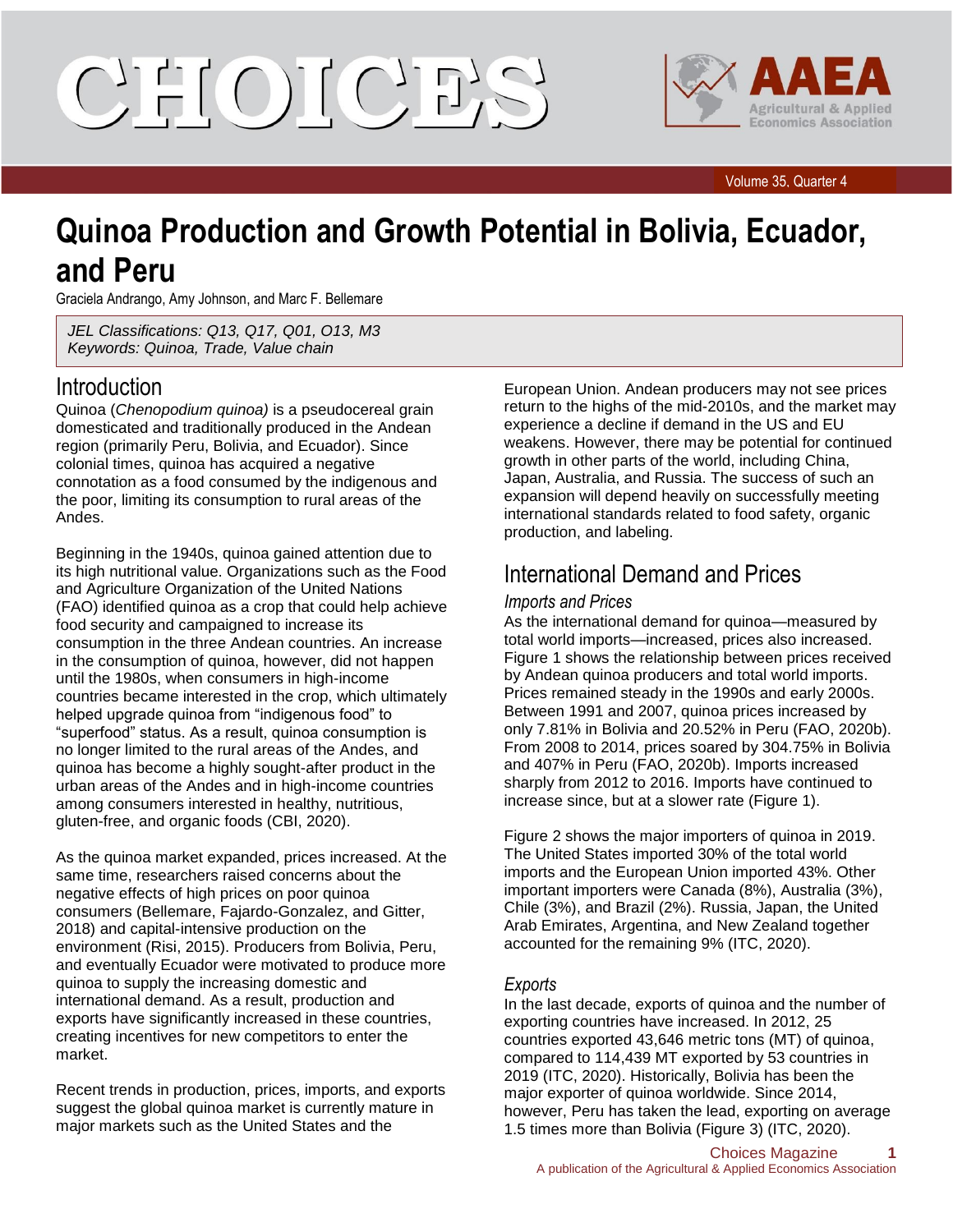# Quinoa Production and Growth Potential in Bolivia, Ecuador, and Peru

Graciela Andrango, Amy Johnson, and Marc F. Bellemare

*JEL Classifications: Q13, Q17, Q01, O13, M3*
*Keywords: Quinoa, Trade, Value chain*

## Introduction

Quinoa (*Chenopodium quinoa)* is a pseudocereal grain domesticated and traditionally produced in the Andean region (primarily Peru, Bolivia, and Ecuador). Since colonial times, quinoa has acquired a negative connotation as a food consumed by the indigenous and the poor, limiting its consumption to rural areas of the Andes.

Beginning in the 1940s, quinoa gained attention due to its high nutritional value. Organizations such as the Food and Agriculture Organization of the United Nations (FAO) identified quinoa as a crop that could help achieve food security and campaigned to increase its consumption in the three Andean countries. An increase in the consumption of quinoa, however, did not happen until the 1980s, when consumers in high-income countries became interested in the crop, which ultimately helped upgrade quinoa from "indigenous food" to "superfood" status. As a result, quinoa consumption is no longer limited to the rural areas of the Andes, and quinoa has become a highly sought-after product in the urban areas of the Andes and in high-income countries among consumers interested in healthy, nutritious, gluten-free, and organic foods (CBI, 2020).

As the quinoa market expanded, prices increased. At the same time, researchers raised concerns about the negative effects of high prices on poor quinoa consumers (Bellemare, Fajardo-Gonzalez, and Gitter, 2018) and capital-intensive production on the environment (Risi, 2015). Producers from Bolivia, Peru, and eventually Ecuador were motivated to produce more quinoa to supply the increasing domestic and international demand. As a result, production and exports have significantly increased in these countries, creating incentives for new competitors to enter the market.

Recent trends in production, prices, imports, and exports suggest the global quinoa market is currently mature in major markets such as the United States and the European Union. Andean producers may not see prices return to the highs of the mid-2010s, and the market may experience a decline if demand in the US and EU weakens. However, there may be potential for continued growth in other parts of the world, including China, Japan, Australia, and Russia. The success of such an expansion will depend heavily on successfully meeting international standards related to food safety, organic production, and labeling.

## International Demand and Prices

### Imports and Prices

As the international demand for quinoa—measured by total world imports—increased, prices also increased. Figure 1 shows the relationship between prices received by Andean quinoa producers and total world imports. Prices remained steady in the 1990s and early 2000s. Between 1991 and 2007, quinoa prices increased by only 7.81% in Bolivia and 20.52% in Peru (FAO, 2020b). From 2008 to 2014, prices soared by 304.75% in Bolivia and 407% in Peru (FAO, 2020b). Imports increased sharply from 2012 to 2016. Imports have continued to increase since, but at a slower rate (Figure 1).

Figure 2 shows the major importers of quinoa in 2019. The United States imported 30% of the total world imports and the European Union imported 43%. Other important importers were Canada (8%), Australia (3%), Chile (3%), and Brazil (2%). Russia, Japan, the United Arab Emirates, Argentina, and New Zealand together accounted for the remaining 9% (ITC, 2020).

### Exports

In the last decade, exports of quinoa and the number of exporting countries have increased. In 2012, 25 countries exported 43,646 metric tons (MT) of quinoa, compared to 114,439 MT exported by 53 countries in 2019 (ITC, 2020). Historically, Bolivia has been the major exporter of quinoa worldwide. Since 2014, however, Peru has taken the lead, exporting on average 1.5 times more than Bolivia (Figure 3) (ITC, 2020).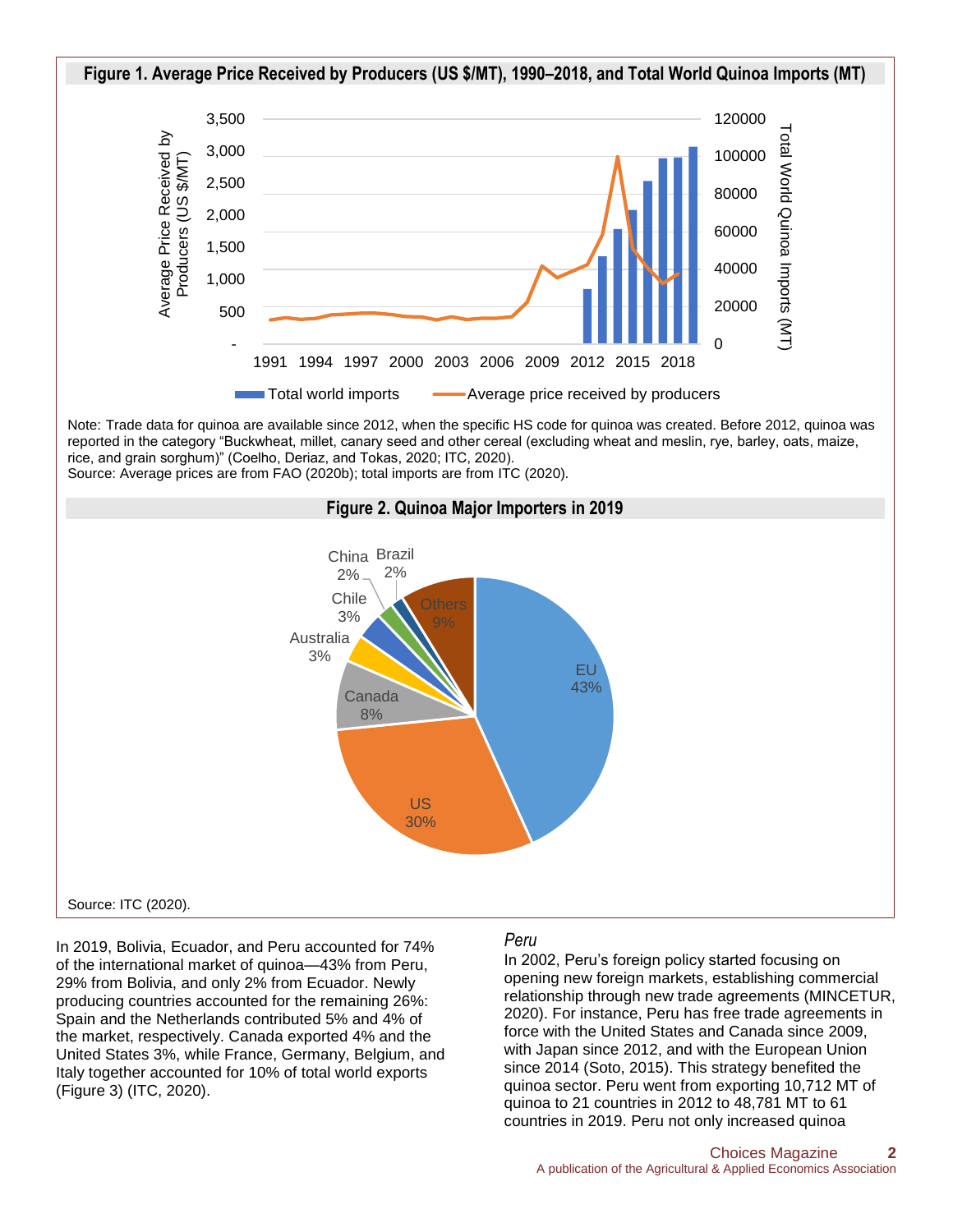**Figure 1. Average Price Received by Producers (US $/MT), 1990–2018, and Total World Quinoa Imports (MT)**

Note: Trade data for quinoa are available since 2012, when the specific HS code for quinoa was created. Before 2012, quinoa was reported in the category "Buckwheat, millet, canary seed and other cereal (excluding wheat and meslin, rye, barley, oats, maize, rice, and grain sorghum)" (Coelho, Deriaz, and Tokas, 2020; ITC, 2020).
Source: Average prices are from FAO (2020b); total imports are from ITC (2020).

**Figure 2. Quinoa Major Importers in 2019**

Source: ITC (2020).

In 2019, Bolivia, Ecuador, and Peru accounted for 74% of the international market of quinoa—43% from Peru, 29% from Bolivia, and only 2% from Ecuador. Newly producing countries accounted for the remaining 26%: Spain and the Netherlands contributed 5% and 4% of the market, respectively. Canada exported 4% and the United States 3%, while France, Germany, Belgium, and Italy together accounted for 10% of total world exports (Figure 3) (ITC, 2020).

### *Peru*

In 2002, Peru's foreign policy started focusing on opening new foreign markets, establishing commercial relationship through new trade agreements (MINCETUR, 2020). For instance, Peru has free trade agreements in force with the United States and Canada since 2009, with Japan since 2012, and with the European Union since 2014 (Soto, 2015). This strategy benefited the quinoa sector. Peru went from exporting 10,712 MT of quinoa to 21 countries in 2012 to 48,781 MT to 61 countries in 2019. Peru not only increased quinoa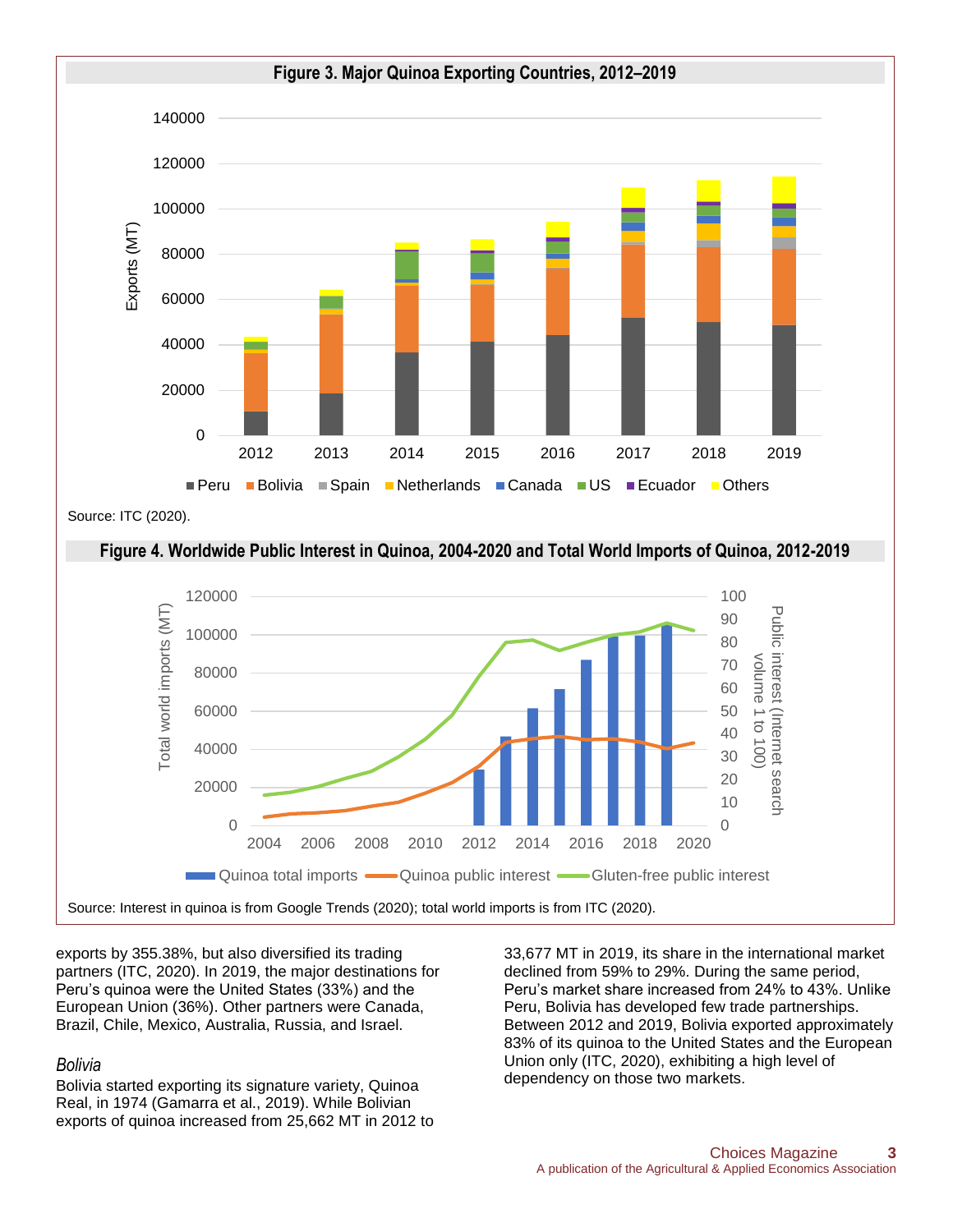**Figure 3. Major Quinoa Exporting Countries, 2012–2019**

Source: ITC (2020).

**Figure 4. Worldwide Public Interest in Quinoa, 2004-2020 and Total World Imports of Quinoa, 2012-2019**

Source: Interest in quinoa is from Google Trends (2020); total world imports is from ITC (2020).

exports by 355.38%, but also diversified its trading partners (ITC, 2020). In 2019, the major destinations for Peru's quinoa were the United States (33%) and the European Union (36%). Other partners were Canada, Brazil, Chile, Mexico, Australia, Russia, and Israel.

### *Bolivia*

Bolivia started exporting its signature variety, Quinoa Real, in 1974 (Gamarra et al., 2019). While Bolivian exports of quinoa increased from 25,662 MT in 2012 to 33,677 MT in 2019, its share in the international market declined from 59% to 29%. During the same period, Peru's market share increased from 24% to 43%. Unlike Peru, Bolivia has developed few trade partnerships. Between 2012 and 2019, Bolivia exported approximately 83% of its quinoa to the United States and the European Union only (ITC, 2020), exhibiting a high level of dependency on those two markets.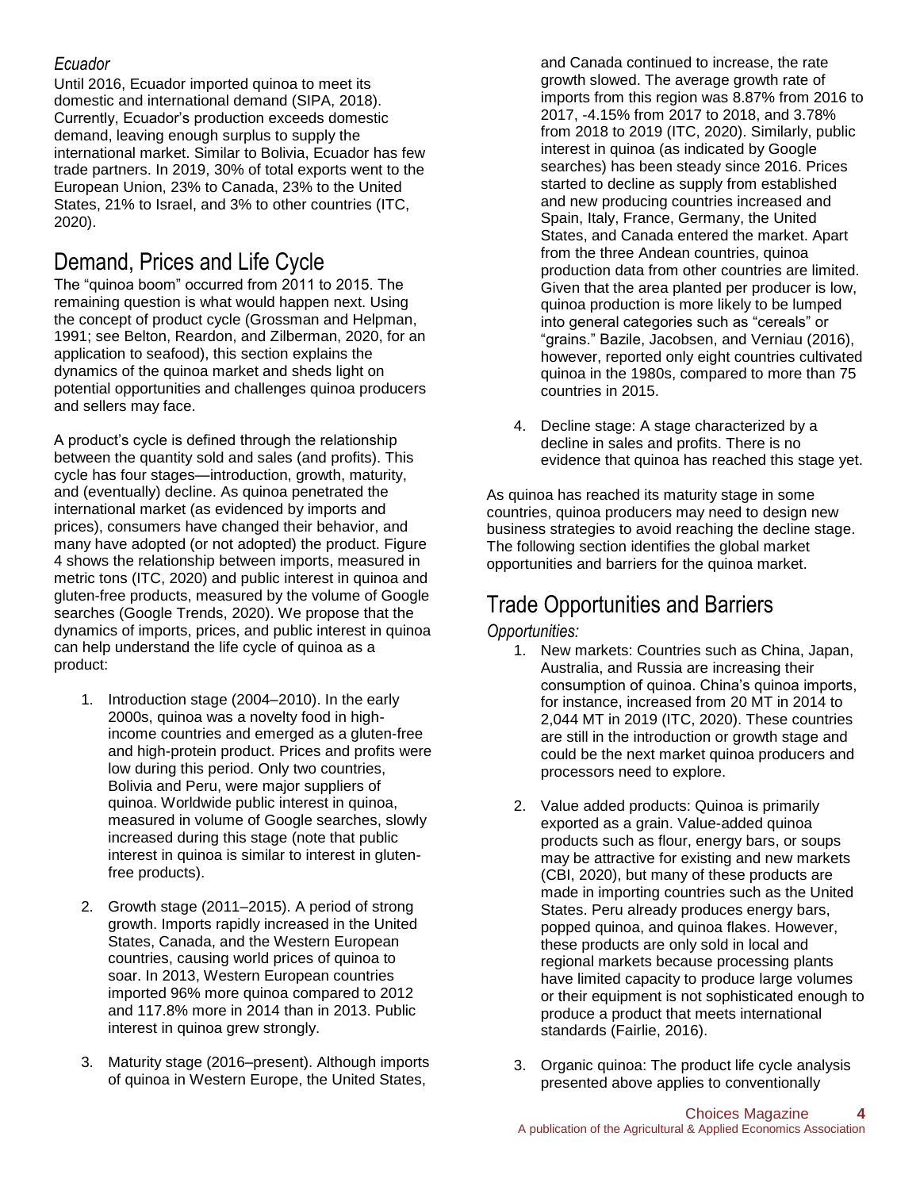### *Ecuador*

Until 2016, Ecuador imported quinoa to meet its domestic and international demand (SIPA, 2018). Currently, Ecuador's production exceeds domestic demand, leaving enough surplus to supply the international market. Similar to Bolivia, Ecuador has few trade partners. In 2019, 30% of total exports went to the European Union, 23% to Canada, 23% to the United States, 21% to Israel, and 3% to other countries (ITC, 2020).

## Demand, Prices and Life Cycle

The "quinoa boom" occurred from 2011 to 2015. The remaining question is what would happen next. Using the concept of product cycle (Grossman and Helpman, 1991; see Belton, Reardon, and Zilberman, 2020, for an application to seafood), this section explains the dynamics of the quinoa market and sheds light on potential opportunities and challenges quinoa producers and sellers may face.

A product's cycle is defined through the relationship between the quantity sold and sales (and profits). This cycle has four stages—introduction, growth, maturity, and (eventually) decline. As quinoa penetrated the international market (as evidenced by imports and prices), consumers have changed their behavior, and many have adopted (or not adopted) the product. Figure 4 shows the relationship between imports, measured in metric tons (ITC, 2020) and public interest in quinoa and gluten-free products, measured by the volume of Google searches (Google Trends, 2020). We propose that the dynamics of imports, prices, and public interest in quinoa can help understand the life cycle of quinoa as a product:

1. Introduction stage (2004–2010). In the early 2000s, quinoa was a novelty food in high-income countries and emerged as a gluten-free and high-protein product. Prices and profits were low during this period. Only two countries, Bolivia and Peru, were major suppliers of quinoa. Worldwide public interest in quinoa, measured in volume of Google searches, slowly increased during this stage (note that public interest in quinoa is similar to interest in gluten-free products).

2. Growth stage (2011–2015). A period of strong growth. Imports rapidly increased in the United States, Canada, and the Western European countries, causing world prices of quinoa to soar. In 2013, Western European countries imported 96% more quinoa compared to 2012 and 117.8% more in 2014 than in 2013. Public interest in quinoa grew strongly.

3. Maturity stage (2016–present). Although imports of quinoa in Western Europe, the United States, and Canada continued to increase, the rate growth slowed. The average growth rate of imports from this region was 8.87% from 2016 to 2017, -4.15% from 2017 to 2018, and 3.78% from 2018 to 2019 (ITC, 2020). Similarly, public interest in quinoa (as indicated by Google searches) has been steady since 2016. Prices started to decline as supply from established and new producing countries increased and Spain, Italy, France, Germany, the United States, and Canada entered the market. Apart from the three Andean countries, quinoa production data from other countries are limited. Given that the area planted per producer is low, quinoa production is more likely to be lumped into general categories such as "cereals" or "grains." Bazile, Jacobsen, and Verniau (2016), however, reported only eight countries cultivated quinoa in the 1980s, compared to more than 75 countries in 2015.

4. Decline stage: A stage characterized by a decline in sales and profits. There is no evidence that quinoa has reached this stage yet.

As quinoa has reached its maturity stage in some countries, quinoa producers may need to design new business strategies to avoid reaching the decline stage. The following section identifies the global market opportunities and barriers for the quinoa market.

## Trade Opportunities and Barriers

*Opportunities:*

1. New markets: Countries such as China, Japan, Australia, and Russia are increasing their consumption of quinoa. China's quinoa imports, for instance, increased from 20 MT in 2014 to 2,044 MT in 2019 (ITC, 2020). These countries are still in the introduction or growth stage and could be the next market quinoa producers and processors need to explore.

2. Value added products: Quinoa is primarily exported as a grain. Value-added quinoa products such as flour, energy bars, or soups may be attractive for existing and new markets (CBI, 2020), but many of these products are made in importing countries such as the United States. Peru already produces energy bars, popped quinoa, and quinoa flakes. However, these products are only sold in local and regional markets because processing plants have limited capacity to produce large volumes or their equipment is not sophisticated enough to produce a product that meets international standards (Fairlie, 2016).

3. Organic quinoa: The product life cycle analysis presented above applies to conventionally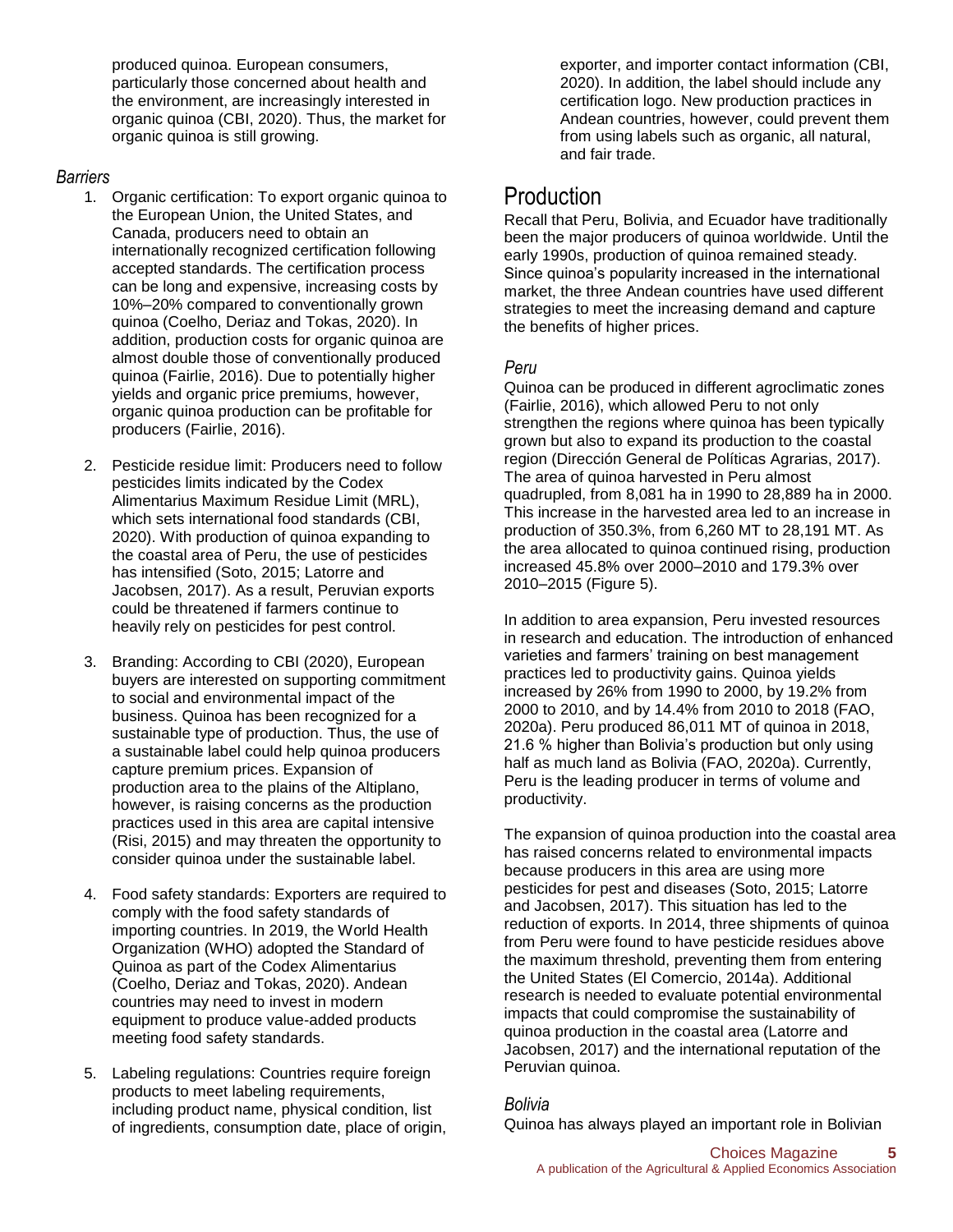produced quinoa. European consumers, particularly those concerned about health and the environment, are increasingly interested in organic quinoa (CBI, 2020). Thus, the market for organic quinoa is still growing.

### *Barriers*

1. Organic certification: To export organic quinoa to the European Union, the United States, and Canada, producers need to obtain an internationally recognized certification following accepted standards. The certification process can be long and expensive, increasing costs by 10%–20% compared to conventionally grown quinoa (Coelho, Deriaz and Tokas, 2020). In addition, production costs for organic quinoa are almost double those of conventionally produced quinoa (Fairlie, 2016). Due to potentially higher yields and organic price premiums, however, organic quinoa production can be profitable for producers (Fairlie, 2016).

2. Pesticide residue limit: Producers need to follow pesticides limits indicated by the Codex Alimentarius Maximum Residue Limit (MRL), which sets international food standards (CBI, 2020). With production of quinoa expanding to the coastal area of Peru, the use of pesticides has intensified (Soto, 2015; Latorre and Jacobsen, 2017). As a result, Peruvian exports could be threatened if farmers continue to heavily rely on pesticides for pest control.

3. Branding: According to CBI (2020), European buyers are interested on supporting commitment to social and environmental impact of the business. Quinoa has been recognized for a sustainable type of production. Thus, the use of a sustainable label could help quinoa producers capture premium prices. Expansion of production area to the plains of the Altiplano, however, is raising concerns as the production practices used in this area are capital intensive (Risi, 2015) and may threaten the opportunity to consider quinoa under the sustainable label.

4. Food safety standards: Exporters are required to comply with the food safety standards of importing countries. In 2019, the World Health Organization (WHO) adopted the Standard of Quinoa as part of the Codex Alimentarius (Coelho, Deriaz and Tokas, 2020). Andean countries may need to invest in modern equipment to produce value-added products meeting food safety standards.

5. Labeling regulations: Countries require foreign products to meet labeling requirements, including product name, physical condition, list of ingredients, consumption date, place of origin, exporter, and importer contact information (CBI, 2020). In addition, the label should include any certification logo. New production practices in Andean countries, however, could prevent them from using labels such as organic, all natural, and fair trade.

## Production

Recall that Peru, Bolivia, and Ecuador have traditionally been the major producers of quinoa worldwide. Until the early 1990s, production of quinoa remained steady. Since quinoa's popularity increased in the international market, the three Andean countries have used different strategies to meet the increasing demand and capture the benefits of higher prices.

### *Peru*

Quinoa can be produced in different agroclimatic zones (Fairlie, 2016), which allowed Peru to not only strengthen the regions where quinoa has been typically grown but also to expand its production to the coastal region (Dirección General de Políticas Agrarias, 2017). The area of quinoa harvested in Peru almost quadrupled, from 8,081 ha in 1990 to 28,889 ha in 2000. This increase in the harvested area led to an increase in production of 350.3%, from 6,260 MT to 28,191 MT. As the area allocated to quinoa continued rising, production increased 45.8% over 2000–2010 and 179.3% over 2010–2015 (Figure 5).

In addition to area expansion, Peru invested resources in research and education. The introduction of enhanced varieties and farmers' training on best management practices led to productivity gains. Quinoa yields increased by 26% from 1990 to 2000, by 19.2% from 2000 to 2010, and by 14.4% from 2010 to 2018 (FAO, 2020a). Peru produced 86,011 MT of quinoa in 2018, 21.6 % higher than Bolivia's production but only using half as much land as Bolivia (FAO, 2020a). Currently, Peru is the leading producer in terms of volume and productivity.

The expansion of quinoa production into the coastal area has raised concerns related to environmental impacts because producers in this area are using more pesticides for pest and diseases (Soto, 2015; Latorre and Jacobsen, 2017). This situation has led to the reduction of exports. In 2014, three shipments of quinoa from Peru were found to have pesticide residues above the maximum threshold, preventing them from entering the United States (El Comercio, 2014a). Additional research is needed to evaluate potential environmental impacts that could compromise the sustainability of quinoa production in the coastal area (Latorre and Jacobsen, 2017) and the international reputation of the Peruvian quinoa.

### *Bolivia*

Quinoa has always played an important role in Bolivian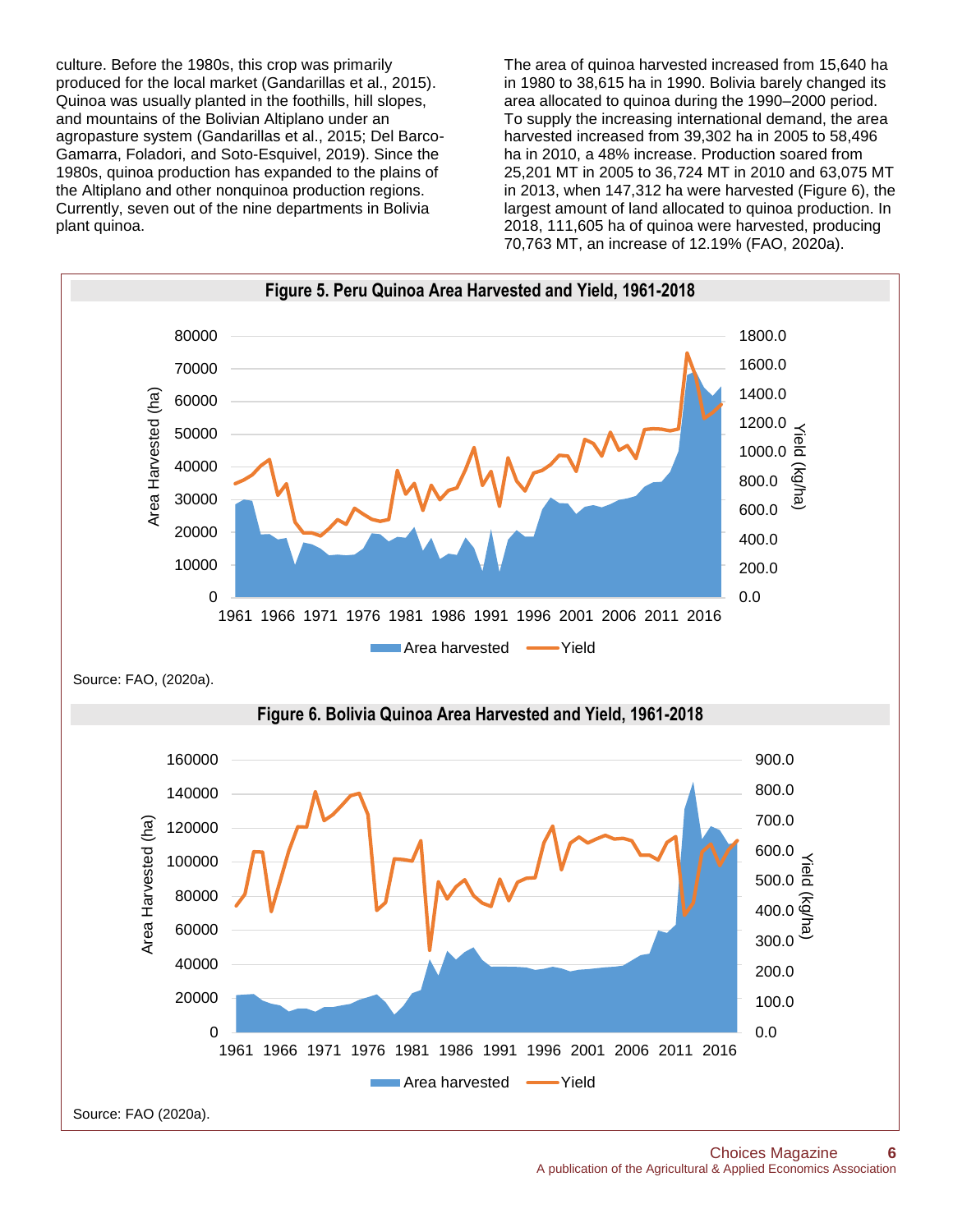culture. Before the 1980s, this crop was primarily produced for the local market (Gandarillas et al., 2015). Quinoa was usually planted in the foothills, hill slopes, and mountains of the Bolivian Altiplano under an agropasture system (Gandarillas et al., 2015; Del Barco-Gamarra, Foladori, and Soto-Esquivel, 2019). Since the 1980s, quinoa production has expanded to the plains of the Altiplano and other nonquinoa production regions. Currently, seven out of the nine departments in Bolivia plant quinoa.

The area of quinoa harvested increased from 15,640 ha in 1980 to 38,615 ha in 1990. Bolivia barely changed its area allocated to quinoa during the 1990–2000 period. To supply the increasing international demand, the area harvested increased from 39,302 ha in 2005 to 58,496 ha in 2010, a 48% increase. Production soared from 25,201 MT in 2005 to 36,724 MT in 2010 and 63,075 MT in 2013, when 147,312 ha were harvested (Figure 6), the largest amount of land allocated to quinoa production. In 2018, 111,605 ha of quinoa were harvested, producing 70,763 MT, an increase of 12.19% (FAO, 2020a).

**Figure 5. Peru Quinoa Area Harvested and Yield, 1961-2018**

Source: FAO, (2020a).

**Figure 6. Bolivia Quinoa Area Harvested and Yield, 1961-2018**

Source: FAO (2020a).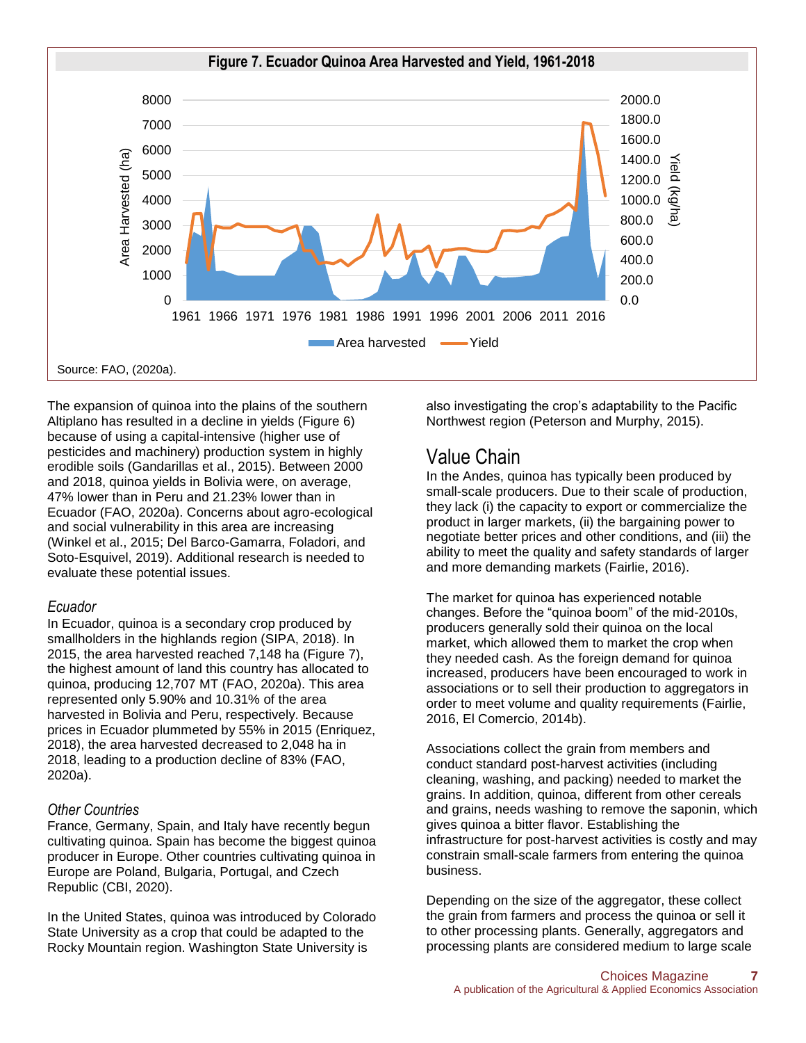**Figure 7. Ecuador Quinoa Area Harvested and Yield, 1961-2018**

Source: FAO, (2020a).

The expansion of quinoa into the plains of the southern Altiplano has resulted in a decline in yields (Figure 6) because of using a capital-intensive (higher use of pesticides and machinery) production system in highly erodible soils (Gandarillas et al., 2015). Between 2000 and 2018, quinoa yields in Bolivia were, on average, 47% lower than in Peru and 21.23% lower than in Ecuador (FAO, 2020a). Concerns about agro-ecological and social vulnerability in this area are increasing (Winkel et al., 2015; Del Barco-Gamarra, Foladori, and Soto-Esquivel, 2019). Additional research is needed to evaluate these potential issues.

### *Ecuador*

In Ecuador, quinoa is a secondary crop produced by smallholders in the highlands region (SIPA, 2018). In 2015, the area harvested reached 7,148 ha (Figure 7), the highest amount of land this country has allocated to quinoa, producing 12,707 MT (FAO, 2020a). This area represented only 5.90% and 10.31% of the area harvested in Bolivia and Peru, respectively. Because prices in Ecuador plummeted by 55% in 2015 (Enriquez, 2018), the area harvested decreased to 2,048 ha in 2018, leading to a production decline of 83% (FAO, 2020a).

### *Other Countries*

France, Germany, Spain, and Italy have recently begun cultivating quinoa. Spain has become the biggest quinoa producer in Europe. Other countries cultivating quinoa in Europe are Poland, Bulgaria, Portugal, and Czech Republic (CBI, 2020).

In the United States, quinoa was introduced by Colorado State University as a crop that could be adapted to the Rocky Mountain region. Washington State University is also investigating the crop's adaptability to the Pacific Northwest region (Peterson and Murphy, 2015).

## Value Chain

In the Andes, quinoa has typically been produced by small-scale producers. Due to their scale of production, they lack (i) the capacity to export or commercialize the product in larger markets, (ii) the bargaining power to negotiate better prices and other conditions, and (iii) the ability to meet the quality and safety standards of larger and more demanding markets (Fairlie, 2016).

The market for quinoa has experienced notable changes. Before the "quinoa boom" of the mid-2010s, producers generally sold their quinoa on the local market, which allowed them to market the crop when they needed cash. As the foreign demand for quinoa increased, producers have been encouraged to work in associations or to sell their production to aggregators in order to meet volume and quality requirements (Fairlie, 2016, El Comercio, 2014b).

Associations collect the grain from members and conduct standard post-harvest activities (including cleaning, washing, and packing) needed to market the grains. In addition, quinoa, different from other cereals and grains, needs washing to remove the saponin, which gives quinoa a bitter flavor. Establishing the infrastructure for post-harvest activities is costly and may constrain small-scale farmers from entering the quinoa business.

Depending on the size of the aggregator, these collect the grain from farmers and process the quinoa or sell it to other processing plants. Generally, aggregators and processing plants are considered medium to large scale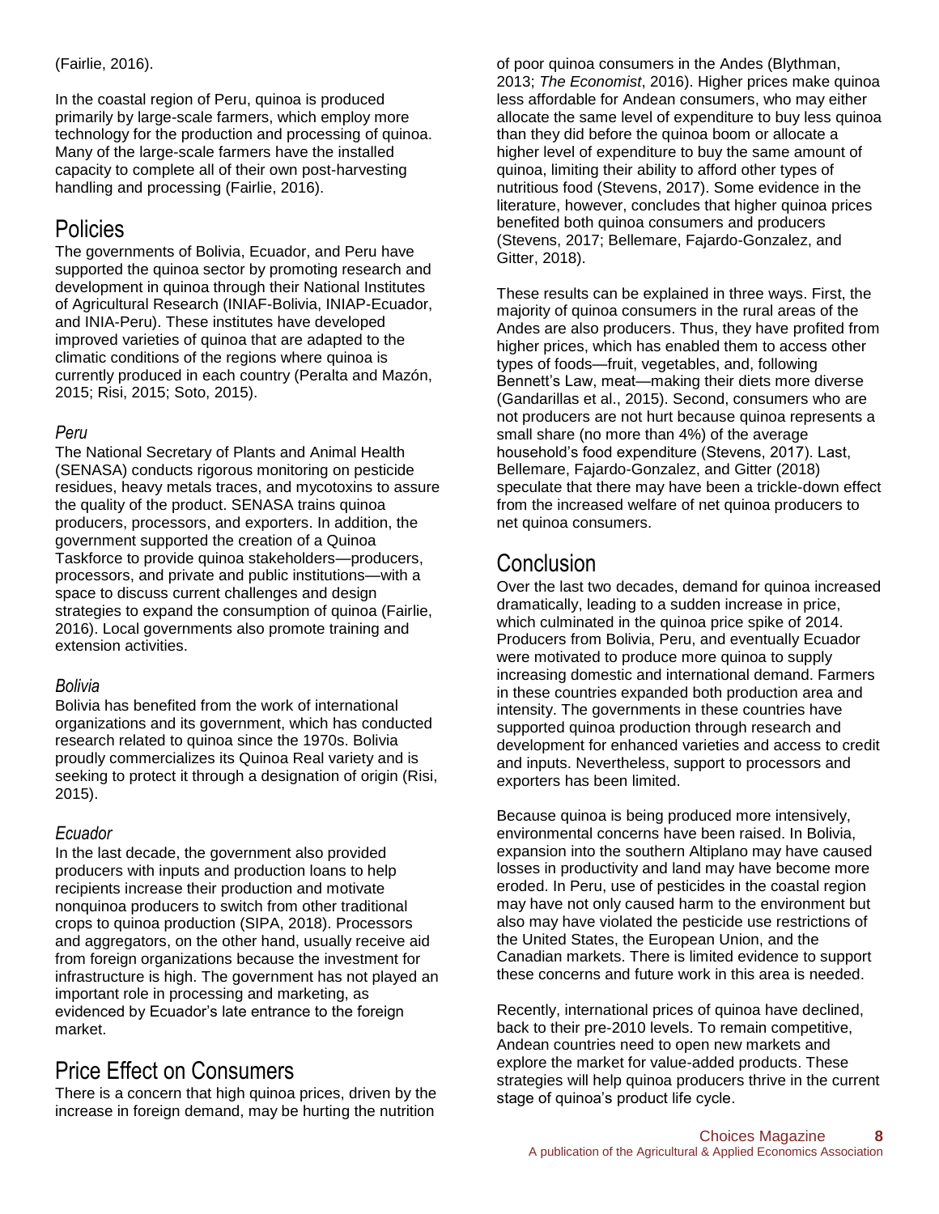(Fairlie, 2016).

In the coastal region of Peru, quinoa is produced primarily by large-scale farmers, which employ more technology for the production and processing of quinoa. Many of the large-scale farmers have the installed capacity to complete all of their own post-harvesting handling and processing (Fairlie, 2016).

## Policies

The governments of Bolivia, Ecuador, and Peru have supported the quinoa sector by promoting research and development in quinoa through their National Institutes of Agricultural Research (INIAF-Bolivia, INIAP-Ecuador, and INIA-Peru). These institutes have developed improved varieties of quinoa that are adapted to the climatic conditions of the regions where quinoa is currently produced in each country (Peralta and Mazón, 2015; Risi, 2015; Soto, 2015).

### *Peru*

The National Secretary of Plants and Animal Health (SENASA) conducts rigorous monitoring on pesticide residues, heavy metals traces, and mycotoxins to assure the quality of the product. SENASA trains quinoa producers, processors, and exporters. In addition, the government supported the creation of a Quinoa Taskforce to provide quinoa stakeholders—producers, processors, and private and public institutions—with a space to discuss current challenges and design strategies to expand the consumption of quinoa (Fairlie, 2016). Local governments also promote training and extension activities.

### *Bolivia*

Bolivia has benefited from the work of international organizations and its government, which has conducted research related to quinoa since the 1970s. Bolivia proudly commercializes its Quinoa Real variety and is seeking to protect it through a designation of origin (Risi, 2015).

### *Ecuador*

In the last decade, the government also provided producers with inputs and production loans to help recipients increase their production and motivate nonquinoa producers to switch from other traditional crops to quinoa production (SIPA, 2018). Processors and aggregators, on the other hand, usually receive aid from foreign organizations because the investment for infrastructure is high. The government has not played an important role in processing and marketing, as evidenced by Ecuador's late entrance to the foreign market.

## Price Effect on Consumers

There is a concern that high quinoa prices, driven by the increase in foreign demand, may be hurting the nutrition of poor quinoa consumers in the Andes (Blythman, 2013; *The Economist*, 2016). Higher prices make quinoa less affordable for Andean consumers, who may either allocate the same level of expenditure to buy less quinoa than they did before the quinoa boom or allocate a higher level of expenditure to buy the same amount of quinoa, limiting their ability to afford other types of nutritious food (Stevens, 2017). Some evidence in the literature, however, concludes that higher quinoa prices benefited both quinoa consumers and producers (Stevens, 2017; Bellemare, Fajardo-Gonzalez, and Gitter, 2018).

These results can be explained in three ways. First, the majority of quinoa consumers in the rural areas of the Andes are also producers. Thus, they have profited from higher prices, which has enabled them to access other types of foods—fruit, vegetables, and, following Bennett's Law, meat—making their diets more diverse (Gandarillas et al., 2015). Second, consumers who are not producers are not hurt because quinoa represents a small share (no more than 4%) of the average household's food expenditure (Stevens, 2017). Last, Bellemare, Fajardo-Gonzalez, and Gitter (2018) speculate that there may have been a trickle-down effect from the increased welfare of net quinoa producers to net quinoa consumers.

## Conclusion

Over the last two decades, demand for quinoa increased dramatically, leading to a sudden increase in price, which culminated in the quinoa price spike of 2014. Producers from Bolivia, Peru, and eventually Ecuador were motivated to produce more quinoa to supply increasing domestic and international demand. Farmers in these countries expanded both production area and intensity. The governments in these countries have supported quinoa production through research and development for enhanced varieties and access to credit and inputs. Nevertheless, support to processors and exporters has been limited.

Because quinoa is being produced more intensively, environmental concerns have been raised. In Bolivia, expansion into the southern Altiplano may have caused losses in productivity and land may have become more eroded. In Peru, use of pesticides in the coastal region may have not only caused harm to the environment but also may have violated the pesticide use restrictions of the United States, the European Union, and the Canadian markets. There is limited evidence to support these concerns and future work in this area is needed.

Recently, international prices of quinoa have declined, back to their pre-2010 levels. To remain competitive, Andean countries need to open new markets and explore the market for value-added products. These strategies will help quinoa producers thrive in the current stage of quinoa's product life cycle.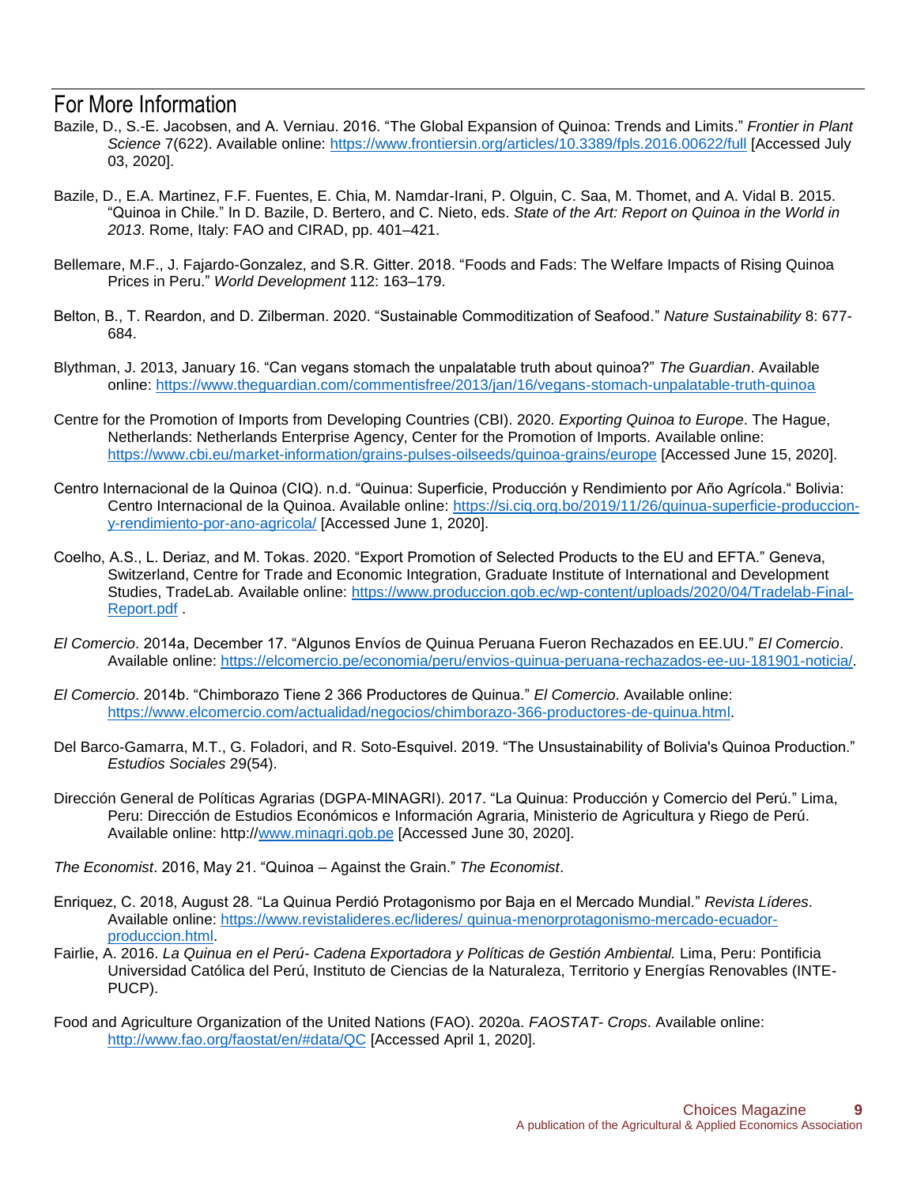## For More Information

Bazile, D., S.-E. Jacobsen, and A. Verniau. 2016. "The Global Expansion of Quinoa: Trends and Limits." *Frontier in Plant Science* 7(622). Available online: https://www.frontiersin.org/articles/10.3389/fpls.2016.00622/full [Accessed July 03, 2020].

Bazile, D., E.A. Martinez, F.F. Fuentes, E. Chia, M. Namdar-Irani, P. Olguin, C. Saa, M. Thomet, and A. Vidal B. 2015. "Quinoa in Chile." In D. Bazile, D. Bertero, and C. Nieto, eds. *State of the Art: Report on Quinoa in the World in 2013*. Rome, Italy: FAO and CIRAD, pp. 401–421.

Bellemare, M.F., J. Fajardo-Gonzalez, and S.R. Gitter. 2018. "Foods and Fads: The Welfare Impacts of Rising Quinoa Prices in Peru." *World Development* 112: 163–179.

Belton, B., T. Reardon, and D. Zilberman. 2020. "Sustainable Commoditization of Seafood." *Nature Sustainability* 8: 677-684.

Blythman, J. 2013, January 16. "Can vegans stomach the unpalatable truth about quinoa?" *The Guardian*. Available online: https://www.theguardian.com/commentisfree/2013/jan/16/vegans-stomach-unpalatable-truth-quinoa

Centre for the Promotion of Imports from Developing Countries (CBI). 2020. *Exporting Quinoa to Europe*. The Hague, Netherlands: Netherlands Enterprise Agency, Center for the Promotion of Imports. Available online: https://www.cbi.eu/market-information/grains-pulses-oilseeds/quinoa-grains/europe [Accessed June 15, 2020].

Centro Internacional de la Quinoa (CIQ). n.d. "Quinua: Superficie, Producción y Rendimiento por Año Agrícola." Bolivia: Centro Internacional de la Quinoa. Available online: https://si.ciq.org.bo/2019/11/26/quinua-superficie-produccion-y-rendimiento-por-ano-agricola/ [Accessed June 1, 2020].

Coelho, A.S., L. Deriaz, and M. Tokas. 2020. "Export Promotion of Selected Products to the EU and EFTA." Geneva, Switzerland, Centre for Trade and Economic Integration, Graduate Institute of International and Development Studies, TradeLab. Available online: https://www.produccion.gob.ec/wp-content/uploads/2020/04/Tradelab-Final-Report.pdf .

*El Comercio*. 2014a, December 17. "Algunos Envíos de Quinua Peruana Fueron Rechazados en EE.UU." *El Comercio*. Available online: https://elcomercio.pe/economia/peru/envios-quinua-peruana-rechazados-ee-uu-181901-noticia/.

*El Comercio*. 2014b. "Chimborazo Tiene 2 366 Productores de Quinua." *El Comercio*. Available online: https://www.elcomercio.com/actualidad/negocios/chimborazo-366-productores-de-quinua.html.

Del Barco-Gamarra, M.T., G. Foladori, and R. Soto-Esquivel. 2019. "The Unsustainability of Bolivia's Quinoa Production." *Estudios Sociales* 29(54).

Dirección General de Políticas Agrarias (DGPA-MINAGRI). 2017. "La Quinua: Producción y Comercio del Perú." Lima, Peru: Dirección de Estudios Económicos e Información Agraria, Ministerio de Agricultura y Riego de Perú. Available online: http://www.minagri.gob.pe [Accessed June 30, 2020].

*The Economist*. 2016, May 21. "Quinoa – Against the Grain." *The Economist*.

Enriquez, C. 2018, August 28. "La Quinua Perdió Protagonismo por Baja en el Mercado Mundial." *Revista Líderes*. Available online: https://www.revistalideres.ec/lideres/ quinua-menorprotagonismo-mercado-ecuador-produccion.html.

Fairlie, A. 2016. *La Quinua en el Perú- Cadena Exportadora y Políticas de Gestión Ambiental.* Lima, Peru: Pontificia Universidad Católica del Perú, Instituto de Ciencias de la Naturaleza, Territorio y Energías Renovables (INTE-PUCP).

Food and Agriculture Organization of the United Nations (FAO). 2020a. *FAOSTAT- Crops*. Available online: http://www.fao.org/faostat/en/#data/QC [Accessed April 1, 2020].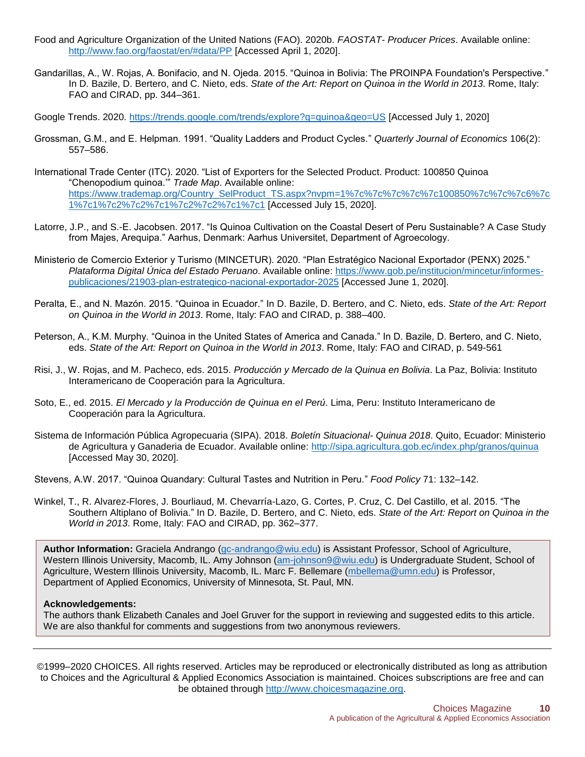Food and Agriculture Organization of the United Nations (FAO). 2020b. *FAOSTAT- Producer Prices*. Available online: http://www.fao.org/faostat/en/#data/PP [Accessed April 1, 2020].

Gandarillas, A., W. Rojas, A. Bonifacio, and N. Ojeda. 2015. "Quinoa in Bolivia: The PROINPA Foundation's Perspective." In D. Bazile, D. Bertero, and C. Nieto, eds. *State of the Art: Report on Quinoa in the World in 2013*. Rome, Italy: FAO and CIRAD, pp. 344–361.

Google Trends. 2020. https://trends.google.com/trends/explore?q=quinoa&geo=US [Accessed July 1, 2020]

Grossman, G.M., and E. Helpman. 1991. "Quality Ladders and Product Cycles." *Quarterly Journal of Economics* 106(2): 557–586.

International Trade Center (ITC). 2020. "List of Exporters for the Selected Product. Product: 100850 Quinoa "Chenopodium quinoa."" *Trade Map*. Available online: https://www.trademap.org/Country_SelProduct_TS.aspx?nvpm=1%7c%7c%7c%7c%7c100850%7c%7c%7c6%7c1%7c1%7c2%7c2%7c1%7c2%7c2%7c1%7c1 [Accessed July 15, 2020].

Latorre, J.P., and S.-E. Jacobsen. 2017. "Is Quinoa Cultivation on the Coastal Desert of Peru Sustainable? A Case Study from Majes, Arequipa." Aarhus, Denmark: Aarhus Universitet, Department of Agroecology.

Ministerio de Comercio Exterior y Turismo (MINCETUR). 2020. "Plan Estratégico Nacional Exportador (PENX) 2025." *Plataforma Digital Única del Estado Peruano*. Available online: https://www.gob.pe/institucion/mincetur/informes-publicaciones/21903-plan-estrategico-nacional-exportador-2025 [Accessed June 1, 2020].

Peralta, E., and N. Mazón. 2015. "Quinoa in Ecuador." In D. Bazile, D. Bertero, and C. Nieto, eds. *State of the Art: Report on Quinoa in the World in 2013*. Rome, Italy: FAO and CIRAD, p. 388–400.

Peterson, A., K.M. Murphy. "Quinoa in the United States of America and Canada." In D. Bazile, D. Bertero, and C. Nieto, eds. *State of the Art: Report on Quinoa in the World in 2013*. Rome, Italy: FAO and CIRAD, p. 549-561

Risi, J., W. Rojas, and M. Pacheco, eds. 2015. *Producción y Mercado de la Quinua en Bolivia*. La Paz, Bolivia: Instituto Interamericano de Cooperación para la Agricultura.

Soto, E., ed. 2015. *El Mercado y la Producción de Quinua en el Perú*. Lima, Peru: Instituto Interamericano de Cooperación para la Agricultura.

Sistema de Información Pública Agropecuaria (SIPA). 2018. *Boletín Situacional- Quinua 2018*. Quito, Ecuador: Ministerio de Agricultura y Ganaderia de Ecuador. Available online: http://sipa.agricultura.gob.ec/index.php/granos/quinua [Accessed May 30, 2020].

Stevens, A.W. 2017. "Quinoa Quandary: Cultural Tastes and Nutrition in Peru." *Food Policy* 71: 132–142.

Winkel, T., R. Alvarez-Flores, J. Bourliaud, M. Chevarría-Lazo, G. Cortes, P. Cruz, C. Del Castillo, et al. 2015. "The Southern Altiplano of Bolivia." In D. Bazile, D. Bertero, and C. Nieto, eds. *State of the Art: Report on Quinoa in the World in 2013*. Rome, Italy: FAO and CIRAD, pp. 362–377.

**Author Information:** Graciela Andrango (gc-andrango@wiu.edu) is Assistant Professor, School of Agriculture, Western Illinois University, Macomb, IL. Amy Johnson (am-johnson9@wiu.edu) is Undergraduate Student, School of Agriculture, Western Illinois University, Macomb, IL. Marc F. Bellemare (mbellema@umn.edu) is Professor, Department of Applied Economics, University of Minnesota, St. Paul, MN.

**Acknowledgements:**
The authors thank Elizabeth Canales and Joel Gruver for the support in reviewing and suggested edits to this article. We are also thankful for comments and suggestions from two anonymous reviewers.

©1999–2020 CHOICES. All rights reserved. Articles may be reproduced or electronically distributed as long as attribution to Choices and the Agricultural & Applied Economics Association is maintained. Choices subscriptions are free and can be obtained through http://www.choicesmagazine.org.